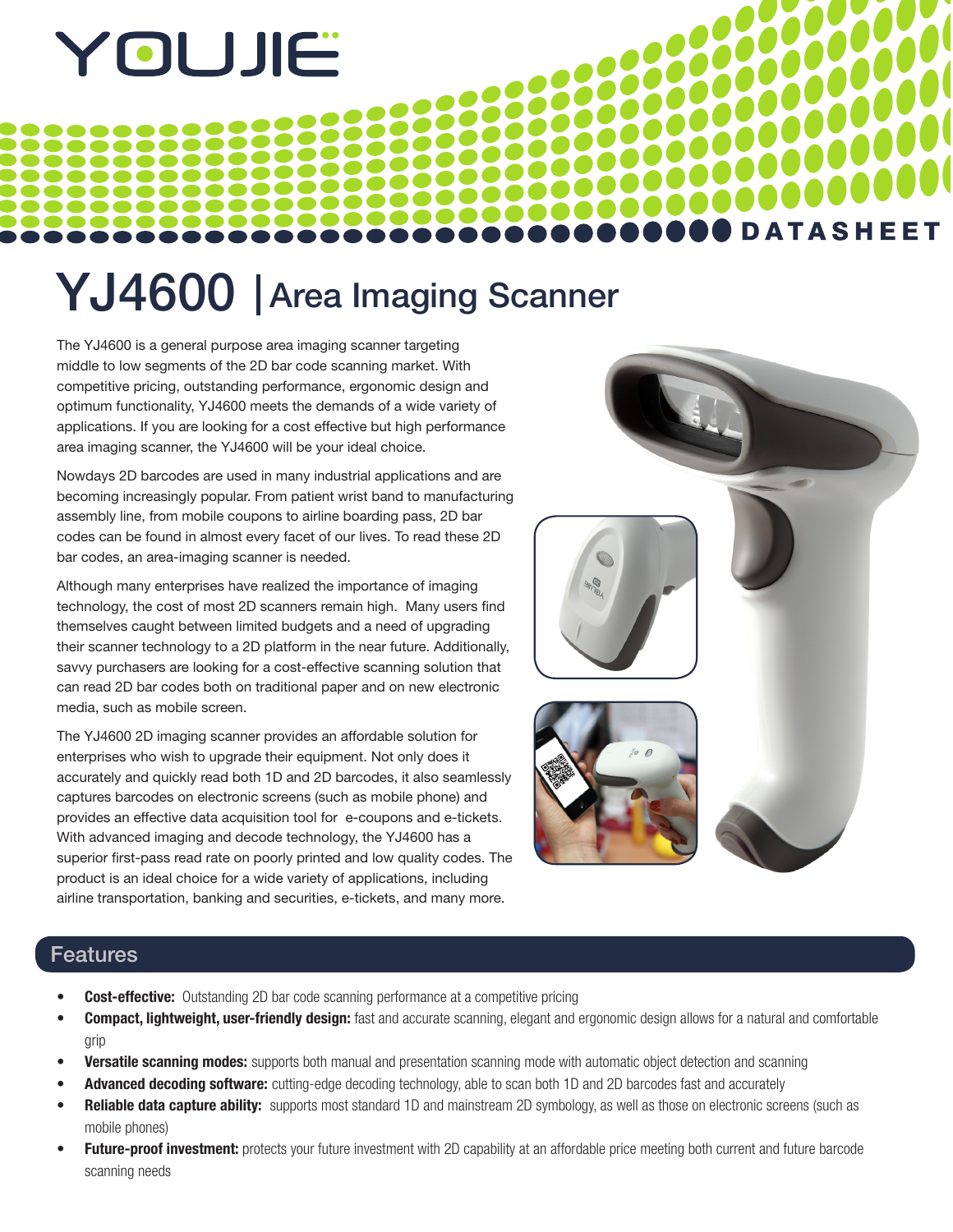YOUJIE

DATASHEET

# YJ4600 | Area Imaging Scanner

The YJ4600 is a general purpose area imaging scanner targeting middle to low segments of the 2D bar code scanning market. With competitive pricing, outstanding performance, ergonomic design and optimum functionality, YJ4600 meets the demands of a wide variety of applications. If you are looking for a cost effective but high performance area imaging scanner, the YJ4600 will be your ideal choice.

Nowdays 2D barcodes are used in many industrial applications and are becoming increasingly popular. From patient wrist band to manufacturing assembly line, from mobile coupons to airline boarding pass, 2D bar codes can be found in almost every facet of our lives. To read these 2D bar codes, an area-imaging scanner is needed.

Although many enterprises have realized the importance of imaging technology, the cost of most 2D scanners remain high. Many users find themselves caught between limited budgets and a need of upgrading their scanner technology to a 2D platform in the near future. Additionally, savvy purchasers are looking for a cost-effective scanning solution that can read 2D bar codes both on traditional paper and on new electronic media, such as mobile screen.

The YJ4600 2D imaging scanner provides an affordable solution for enterprises who wish to upgrade their equipment. Not only does it accurately and quickly read both 1D and 2D barcodes, it also seamlessly captures barcodes on electronic screens (such as mobile phone) and provides an effective data acquisition tool for e-coupons and e-tickets. With advanced imaging and decode technology, the YJ4600 has a superior first-pass read rate on poorly printed and low quality codes. The product is an ideal choice for a wide variety of applications, including airline transportation, banking and securities, e-tickets, and many more.

## Features

- **Cost-effective:** Outstanding 2D bar code scanning performance at a competitive pricing
- **Compact, lightweight, user-friendly design:** fast and accurate scanning, elegant and ergonomic design allows for a natural and comfortable grip
- **Versatile scanning modes:** supports both manual and presentation scanning mode with automatic object detection and scanning
- **Advanced decoding software:** cutting-edge decoding technology, able to scan both 1D and 2D barcodes fast and accurately
- **Reliable data capture ability:** supports most standard 1D and mainstream 2D symbology, as well as those on electronic screens (such as mobile phones)
- **Future-proof investment:** protects your future investment with 2D capability at an affordable price meeting both current and future barcode scanning needs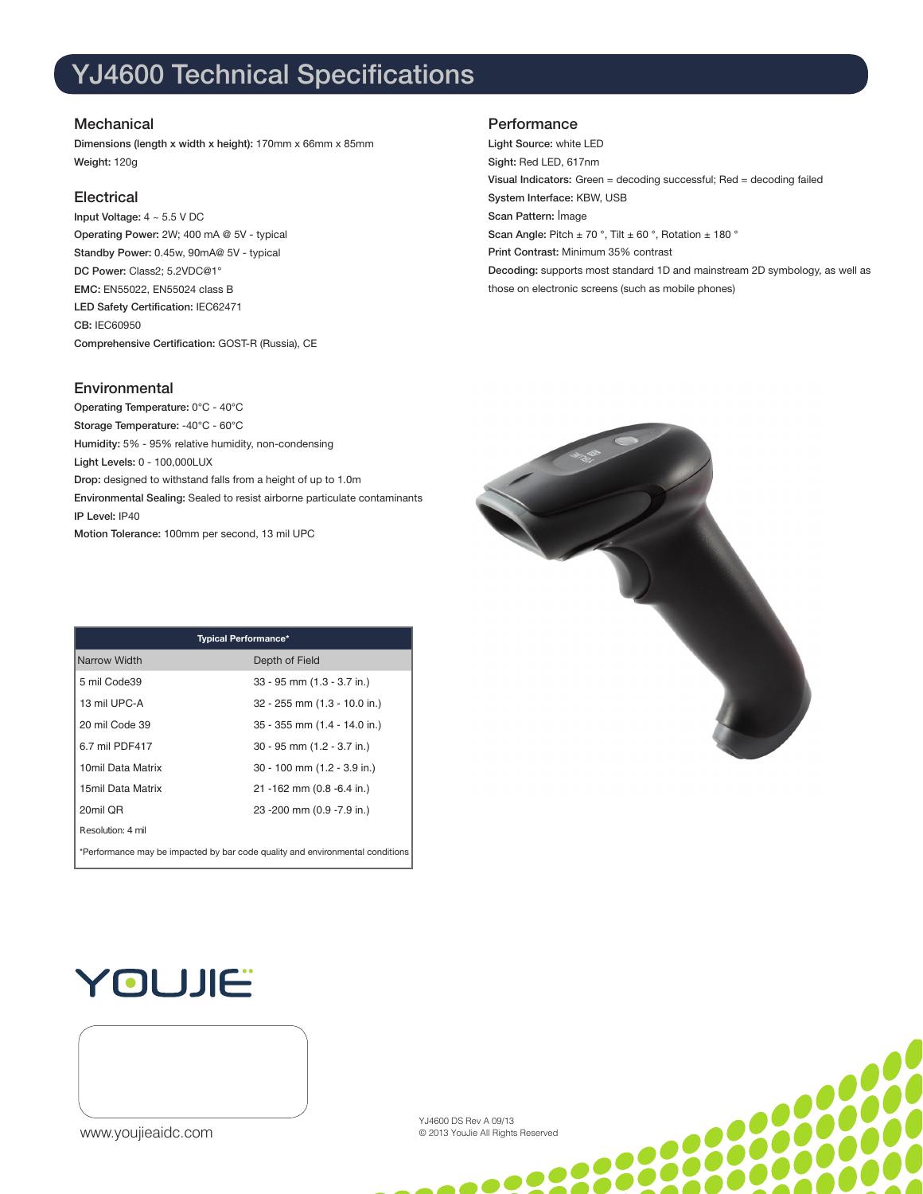# YJ4600 Technical Specifications

## Mechanical

**Dimensions (length x width x height):** 170mm x 66mm x 85mm

**Weight:** 120g

## Electrical

**Input Voltage:** 4 ~ 5.5 V DC

**Operating Power:** 2W; 400 mA @ 5V - typical

**Standby Power:** 0.45w, 90mA@ 5V - typical

**DC Power:** Class2; 5.2VDC@1°

**EMC:** EN55022, EN55024 class B

**LED Safety Certification:** IEC62471

**CB:** IEC60950

**Comprehensive Certification:** GOST-R (Russia), CE

## Environmental

**Operating Temperature:** 0°C - 40°C

**Storage Temperature:** -40°C - 60°C

**Humidity:** 5% - 95% relative humidity, non-condensing

**Light Levels:** 0 - 100,000LUX

**Drop:** designed to withstand falls from a height of up to 1.0m

**Environmental Sealing:** Sealed to resist airborne particulate contaminants

**IP Level:** IP40

**Motion Tolerance:** 100mm per second, 13 mil UPC

## Performance

**Light Source:** white LED

**Sight:** Red LED, 617nm

**Visual Indicators:** Green = decoding successful; Red = decoding failed

**System Interface:** KBW, USB

**Scan Pattern:** Image

**Scan Angle:** Pitch ± 70 °, Tilt ± 60 °, Rotation ± 180 °

**Print Contrast:** Minimum 35% contrast

**Decoding:** supports most standard 1D and mainstream 2D symbology, as well as those on electronic screens (such as mobile phones)

| Typical Performance* | |
|---|---|
| Narrow Width | Depth of Field |
| 5 mil Code39 | 33 - 95 mm (1.3 - 3.7 in.) |
| 13 mil UPC-A | 32 - 255 mm (1.3 - 10.0 in.) |
| 20 mil Code 39 | 35 - 355 mm (1.4 - 14.0 in.) |
| 6.7 mil PDF417 | 30 - 95 mm (1.2 - 3.7 in.) |
| 10mil Data Matrix | 30 - 100 mm (1.2 - 3.9 in.) |
| 15mil Data Matrix | 21 -162 mm (0.8 -6.4 in.) |
| 20mil QR | 23 -200 mm (0.9 -7.9 in.) |
| Resolution: 4 mil | |
| *Performance may be impacted by bar code quality and environmental conditions | |

YOUJIE

www.youjieaidc.com

YJ4600 DS Rev A 09/13
© 2013 YouJie All Rights Reserved